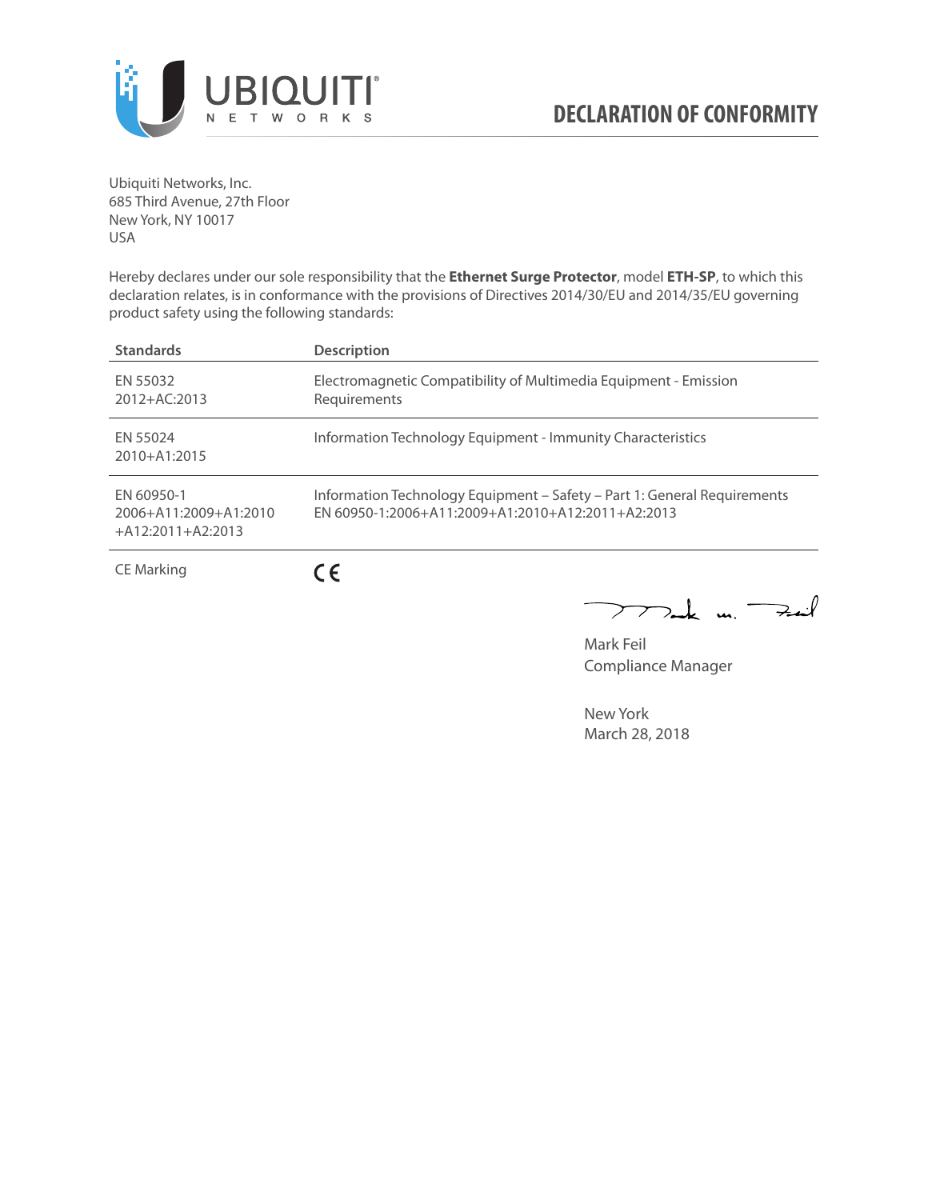# DECLARATION OF CONFORMITY

Ubiquiti Networks, Inc.
685 Third Avenue, 27th Floor
New York, NY 10017
USA

Hereby declares under our sole responsibility that the **Ethernet Surge Protector**, model **ETH-SP**, to which this declaration relates, is in conformance with the provisions of Directives 2014/30/EU and 2014/35/EU governing product safety using the following standards:

| Standards | Description |
| --- | --- |
| EN 55032 2012+AC:2013 | Electromagnetic Compatibility of Multimedia Equipment - Emission Requirements |
| EN 55024 2010+A1:2015 | Information Technology Equipment - Immunity Characteristics |
| EN 60950-1 2006+A11:2009+A1:2010 +A12:2011+A2:2013 | Information Technology Equipment – Safety – Part 1: General Requirements EN 60950-1:2006+A11:2009+A1:2010+A12:2011+A2:2013 |
| CE Marking | CE |

Mark Feil
Compliance Manager

New York
March 28, 2018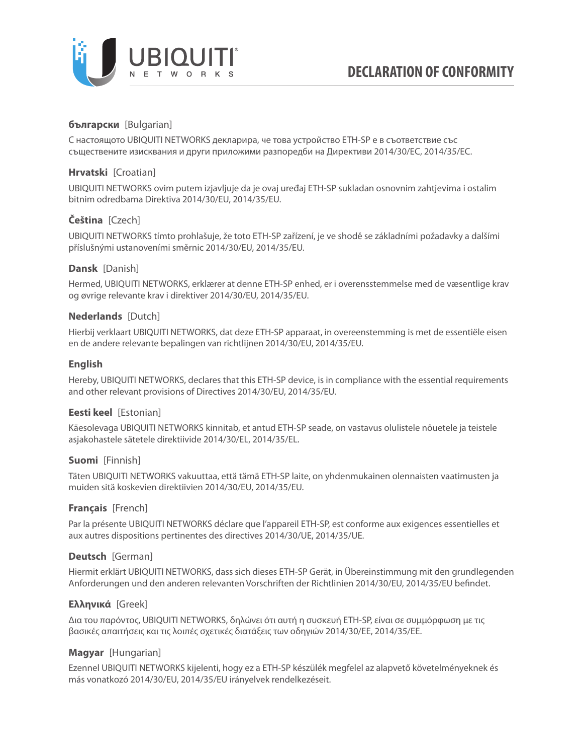# DECLARATION OF CONFORMITY

**български** [Bulgarian]

С настоящото UBIQUITI NETWORKS декларира, че това устройство ETH-SP е в съответствие със съществените изисквания и други приложими разпоредби на Директиви 2014/30/ЕС, 2014/35/ЕС.

**Hrvatski** [Croatian]

UBIQUITI NETWORKS ovim putem izjavljuje da je ovaj uređaj ETH-SP sukladan osnovnim zahtjevima i ostalim bitnim odredbama Direktiva 2014/30/EU, 2014/35/EU.

**Čeština** [Czech]

UBIQUITI NETWORKS tímto prohlašuje, že toto ETH-SP zařízení, je ve shodě se základními požadavky a dalšími příslušnými ustanoveními směrnic 2014/30/EU, 2014/35/EU.

**Dansk** [Danish]

Hermed, UBIQUITI NETWORKS, erklærer at denne ETH-SP enhed, er i overensstemmelse med de væsentlige krav og øvrige relevante krav i direktiver 2014/30/EU, 2014/35/EU.

**Nederlands** [Dutch]

Hierbij verklaart UBIQUITI NETWORKS, dat deze ETH-SP apparaat, in overeenstemming is met de essentiële eisen en de andere relevante bepalingen van richtlijnen 2014/30/EU, 2014/35/EU.

**English**

Hereby, UBIQUITI NETWORKS, declares that this ETH-SP device, is in compliance with the essential requirements and other relevant provisions of Directives 2014/30/EU, 2014/35/EU.

**Eesti keel** [Estonian]

Käesolevaga UBIQUITI NETWORKS kinnitab, et antud ETH-SP seade, on vastavus olulistele nõuetele ja teistele asjakohastele sätetele direktiivide 2014/30/EL, 2014/35/EL.

**Suomi** [Finnish]

Täten UBIQUITI NETWORKS vakuuttaa, että tämä ETH-SP laite, on yhdenmukainen olennaisten vaatimusten ja muiden sitä koskevien direktiivien 2014/30/EU, 2014/35/EU.

**Français** [French]

Par la présente UBIQUITI NETWORKS déclare que l'appareil ETH-SP, est conforme aux exigences essentielles et aux autres dispositions pertinentes des directives 2014/30/UE, 2014/35/UE.

**Deutsch** [German]

Hiermit erklärt UBIQUITI NETWORKS, dass sich dieses ETH-SP Gerät, in Übereinstimmung mit den grundlegenden Anforderungen und den anderen relevanten Vorschriften der Richtlinien 2014/30/EU, 2014/35/EU befindet.

**Ελληνικά** [Greek]

Δια του παρόντος, UBIQUITI NETWORKS, δηλώνει ότι αυτή η συσκευή ETH-SP, είναι σε συμμόρφωση με τις βασικές απαιτήσεις και τις λοιπές σχετικές διατάξεις των οδηγιών 2014/30/EE, 2014/35/EE.

**Magyar** [Hungarian]

Ezennel UBIQUITI NETWORKS kijelenti, hogy ez a ETH-SP készülék megfelel az alapvető követelményeknek és más vonatkozó 2014/30/EU, 2014/35/EU irányelvek rendelkezéseit.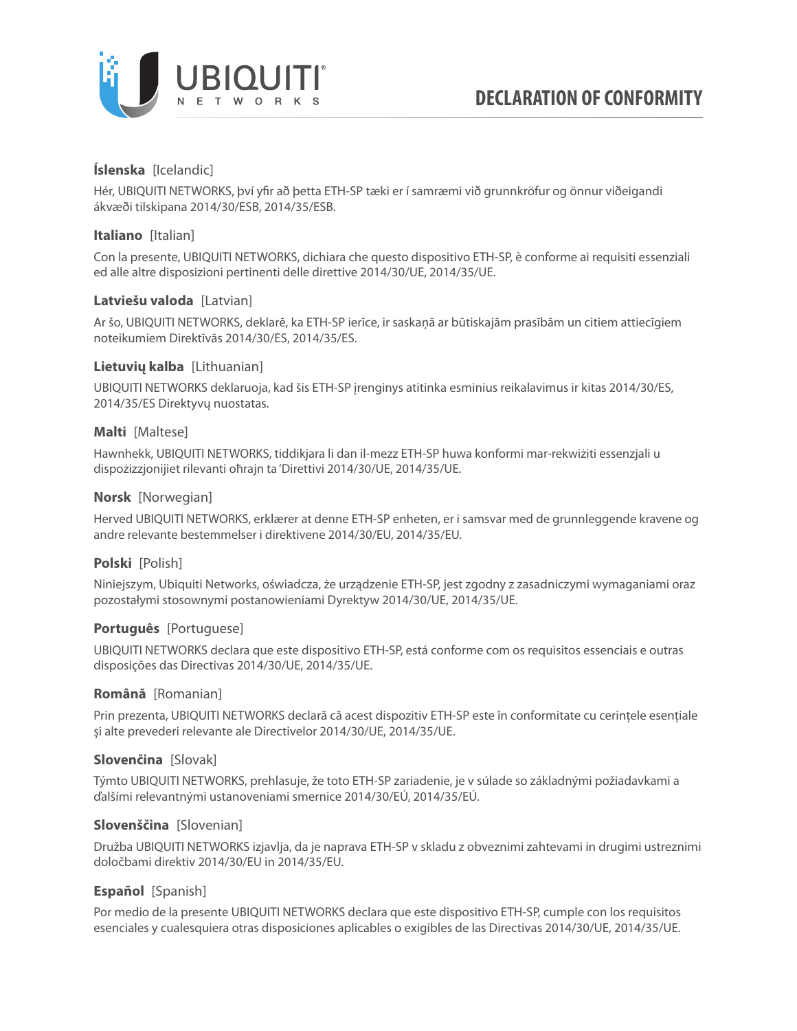# DECLARATION OF CONFORMITY

**Íslenska** [Icelandic]

Hér, UBIQUITI NETWORKS, því yfir að þetta ETH-SP tæki er í samræmi við grunnkröfur og önnur viðeigandi ákvæði tilskipana 2014/30/ESB, 2014/35/ESB.

**Italiano** [Italian]

Con la presente, UBIQUITI NETWORKS, dichiara che questo dispositivo ETH-SP, è conforme ai requisiti essenziali ed alle altre disposizioni pertinenti delle direttive 2014/30/UE, 2014/35/UE.

**Latviešu valoda** [Latvian]

Ar šo, UBIQUITI NETWORKS, deklarē, ka ETH-SP ierīce, ir saskaņā ar būtiskajām prasībām un citiem attiecīgiem noteikumiem Direktīvās 2014/30/ES, 2014/35/ES.

**Lietuvių kalba** [Lithuanian]

UBIQUITI NETWORKS deklaruoja, kad šis ETH-SP įrenginys atitinka esminius reikalavimus ir kitas 2014/30/ES, 2014/35/ES Direktyvų nuostatas.

**Malti** [Maltese]

Hawnhekk, UBIQUITI NETWORKS, tiddikjara li dan il-mezz ETH-SP huwa konformi mar-rekwiżiti essenzjali u dispożizzjonijiet rilevanti oħrajn ta 'Direttivi 2014/30/UE, 2014/35/UE.

**Norsk** [Norwegian]

Herved UBIQUITI NETWORKS, erklærer at denne ETH-SP enheten, er i samsvar med de grunnleggende kravene og andre relevante bestemmelser i direktivene 2014/30/EU, 2014/35/EU.

**Polski** [Polish]

Niniejszym, Ubiquiti Networks, oświadcza, że urządzenie ETH-SP, jest zgodny z zasadniczymi wymaganiami oraz pozostałymi stosownymi postanowieniami Dyrektyw 2014/30/UE, 2014/35/UE.

**Português** [Portuguese]

UBIQUITI NETWORKS declara que este dispositivo ETH-SP, está conforme com os requisitos essenciais e outras disposições das Directivas 2014/30/UE, 2014/35/UE.

**Română** [Romanian]

Prin prezenta, UBIQUITI NETWORKS declară că acest dispozitiv ETH-SP este în conformitate cu cerințele esențiale și alte prevederi relevante ale Directivelor 2014/30/UE, 2014/35/UE.

**Slovenčina** [Slovak]

Týmto UBIQUITI NETWORKS, prehlasuje, že toto ETH-SP zariadenie, je v súlade so základnými požiadavkami a ďalšími relevantnými ustanoveniami smernice 2014/30/EÚ, 2014/35/EÚ.

**Slovenščina** [Slovenian]

Družba UBIQUITI NETWORKS izjavlja, da je naprava ETH-SP v skladu z obveznimi zahtevami in drugimi ustreznimi določbami direktiv 2014/30/EU in 2014/35/EU.

**Español** [Spanish]

Por medio de la presente UBIQUITI NETWORKS declara que este dispositivo ETH-SP, cumple con los requisitos esenciales y cualesquiera otras disposiciones aplicables o exigibles de las Directivas 2014/30/UE, 2014/35/UE.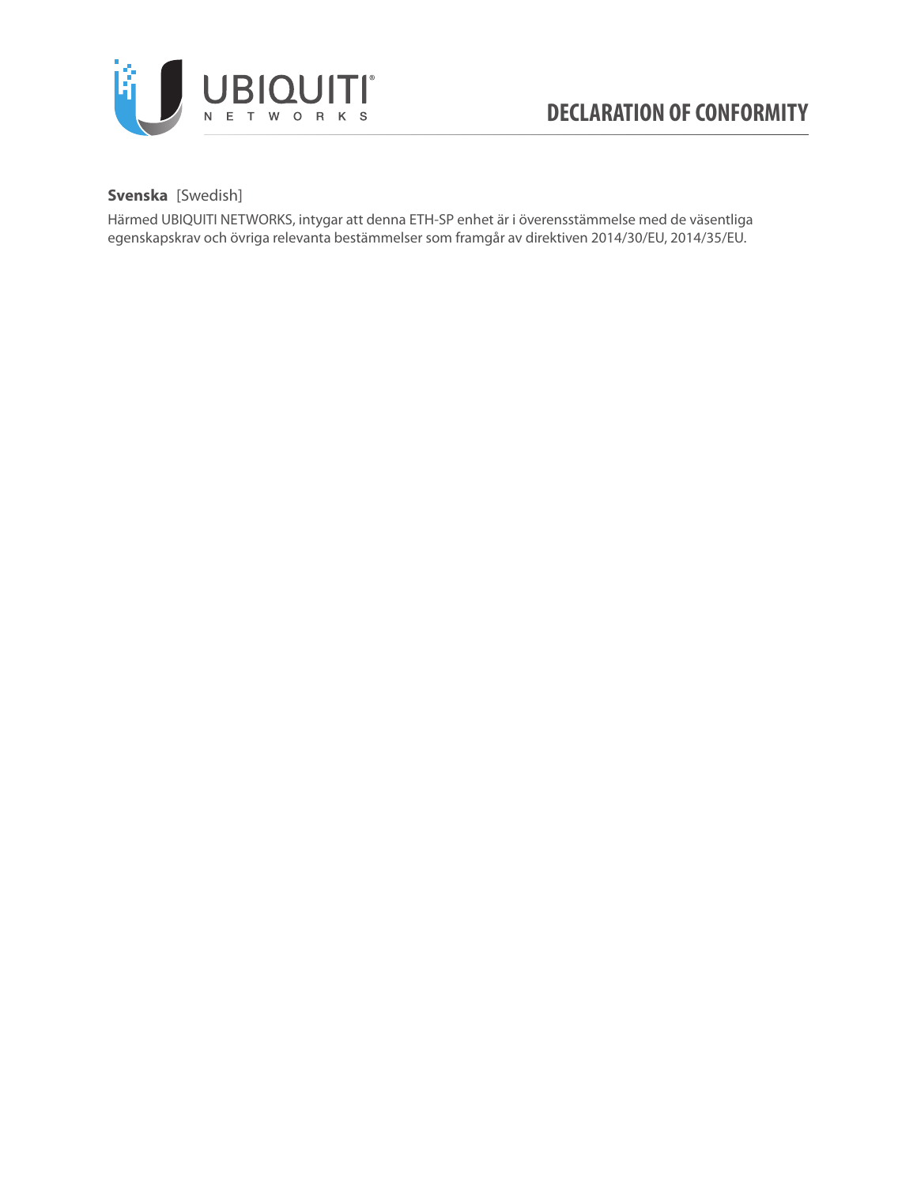**Svenska** [Swedish]

Härmed UBIQUITI NETWORKS, intygar att denna ETH-SP enhet är i överensstämmelse med de väsentliga egenskapskrav och övriga relevanta bestämmelser som framgår av direktiven 2014/30/EU, 2014/35/EU.